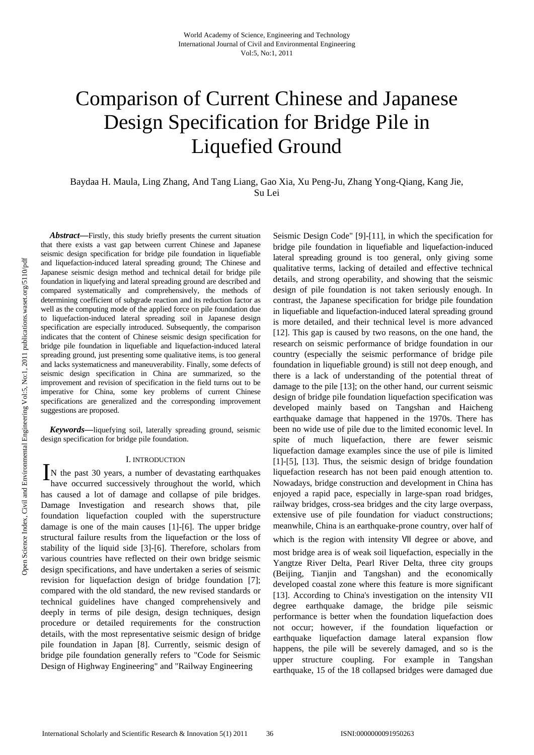# Comparison of Current Chinese and Japanese Design Specification for Bridge Pile in Liquefied Ground

Baydaa H. Maula, Ling Zhang, And Tang Liang, Gao Xia, Xu Peng-Ju, Zhang Yong-Qiang, Kang Jie, Su Lei

***Abstract*—**Firstly, this study briefly presents the current situation that there exists a vast gap between current Chinese and Japanese seismic design specification for bridge pile foundation in liquefiable and liquefaction-induced lateral spreading ground; The Chinese and Japanese seismic design method and technical detail for bridge pile foundation in liquefying and lateral spreading ground are described and compared systematically and comprehensively, the methods of determining coefficient of subgrade reaction and its reduction factor as well as the computing mode of the applied force on pile foundation due to liquefaction-induced lateral spreading soil in Japanese design specification are especially introduced. Subsequently, the comparison indicates that the content of Chinese seismic design specification for bridge pile foundation in liquefiable and liquefaction-induced lateral spreading ground, just presenting some qualitative items, is too general and lacks systematicness and maneuverability. Finally, some defects of seismic design specification in China are summarized, so the improvement and revision of specification in the field turns out to be imperative for China, some key problems of current Chinese specifications are generalized and the corresponding improvement suggestions are proposed.

***Keywords*—**liquefying soil, laterally spreading ground, seismic design specification for bridge pile foundation.

## I. INTRODUCTION

IN the past 30 years, a number of devastating earthquakes have occurred successively throughout the world, which has caused a lot of damage and collapse of pile bridges. Damage Investigation and research shows that, pile foundation liquefaction coupled with the superstructure damage is one of the main causes [1]-[6]. The upper bridge structural failure results from the liquefaction or the loss of stability of the liquid side [3]-[6]. Therefore, scholars from various countries have reflected on their own bridge seismic design specifications, and have undertaken a series of seismic revision for liquefaction design of bridge foundation [7]; compared with the old standard, the new revised standards or technical guidelines have changed comprehensively and deeply in terms of pile design, design techniques, design procedure or detailed requirements for the construction details, with the most representative seismic design of bridge pile foundation in Japan [8]. Currently, seismic design of bridge pile foundation generally refers to "Code for Seismic Design of Highway Engineering" and "Railway Engineering Seismic Design Code" [9]-[11], in which the specification for bridge pile foundation in liquefiable and liquefaction-induced lateral spreading ground is too general, only giving some qualitative terms, lacking of detailed and effective technical details, and strong operability, and showing that the seismic design of pile foundation is not taken seriously enough. In contrast, the Japanese specification for bridge pile foundation in liquefiable and liquefaction-induced lateral spreading ground is more detailed, and their technical level is more advanced [12]. This gap is caused by two reasons, on the one hand, the research on seismic performance of bridge foundation in our country (especially the seismic performance of bridge pile foundation in liquefiable ground) is still not deep enough, and there is a lack of understanding of the potential threat of damage to the pile [13]; on the other hand, our current seismic design of bridge pile foundation liquefaction specification was developed mainly based on Tangshan and Haicheng earthquake damage that happened in the 1970s. There has been no wide use of pile due to the limited economic level. In spite of much liquefaction, there are fewer seismic liquefaction damage examples since the use of pile is limited [1]-[5], [13]. Thus, the seismic design of bridge foundation liquefaction research has not been paid enough attention to. Nowadays, bridge construction and development in China has enjoyed a rapid pace, especially in large-span road bridges, railway bridges, cross-sea bridges and the city large overpass, extensive use of pile foundation for viaduct constructions; meanwhile, China is an earthquake-prone country, over half of which is the region with intensity Ⅶ degree or above, and most bridge area is of weak soil liquefaction, especially in the Yangtze River Delta, Pearl River Delta, three city groups (Beijing, Tianjin and Tangshan) and the economically developed coastal zone where this feature is more significant [13]. According to China's investigation on the intensity VII degree earthquake damage, the bridge pile seismic performance is better when the foundation liquefaction does not occur; however, if the foundation liquefaction or earthquake liquefaction damage lateral expansion flow happens, the pile will be severely damaged, and so is the upper structure coupling. For example in Tangshan earthquake, 15 of the 18 collapsed bridges were damaged due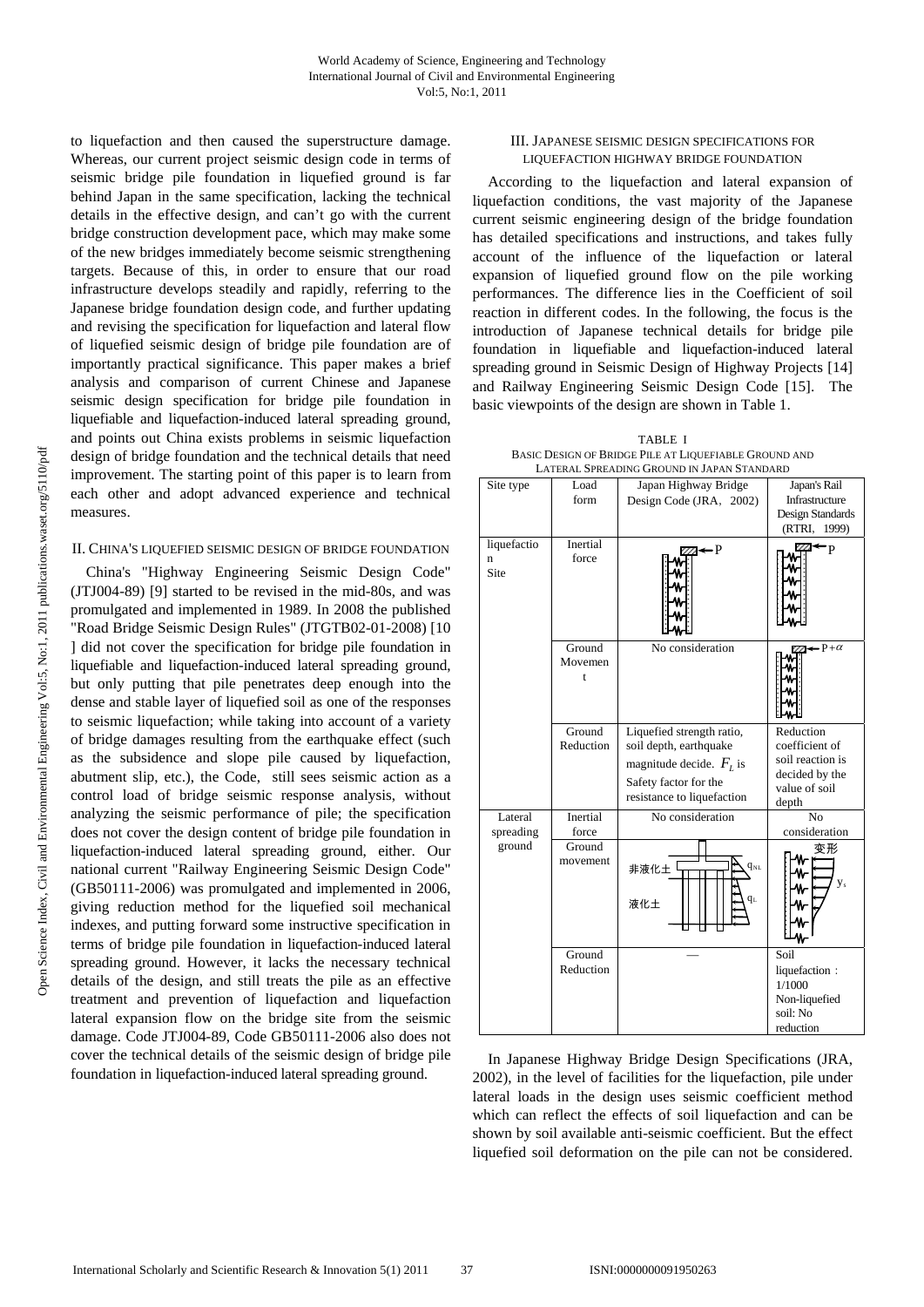to liquefaction and then caused the superstructure damage. Whereas, our current project seismic design code in terms of seismic bridge pile foundation in liquefied ground is far behind Japan in the same specification, lacking the technical details in the effective design, and can't go with the current bridge construction development pace, which may make some of the new bridges immediately become seismic strengthening targets. Because of this, in order to ensure that our road infrastructure develops steadily and rapidly, referring to the Japanese bridge foundation design code, and further updating and revising the specification for liquefaction and lateral flow of liquefied seismic design of bridge pile foundation are of importantly practical significance. This paper makes a brief analysis and comparison of current Chinese and Japanese seismic design specification for bridge pile foundation in liquefiable and liquefaction-induced lateral spreading ground, and points out China exists problems in seismic liquefaction design of bridge foundation and the technical details that need improvement. The starting point of this paper is to learn from each other and adopt advanced experience and technical measures.

## II. China's Liquefied Seismic Design of Bridge Foundation

China's "Highway Engineering Seismic Design Code" (JTJ004-89) [9] started to be revised in the mid-80s, and was promulgated and implemented in 1989. In 2008 the published "Road Bridge Seismic Design Rules" (JTGTB02-01-2008) [10] did not cover the specification for bridge pile foundation in liquefiable and liquefaction-induced lateral spreading ground, but only putting that pile penetrates deep enough into the dense and stable layer of liquefied soil as one of the responses to seismic liquefaction; while taking into account of a variety of bridge damages resulting from the earthquake effect (such as the subsidence and slope pile caused by liquefaction, abutment slip, etc.), the Code, still sees seismic action as a control load of bridge seismic response analysis, without analyzing the seismic performance of pile; the specification does not cover the design content of bridge pile foundation in liquefaction-induced lateral spreading ground, either. Our national current "Railway Engineering Seismic Design Code" (GB50111-2006) was promulgated and implemented in 2006, giving reduction method for the liquefied soil mechanical indexes, and putting forward some instructive specification in terms of bridge pile foundation in liquefaction-induced lateral spreading ground. However, it lacks the necessary technical details of the design, and still treats the pile as an effective treatment and prevention of liquefaction and liquefaction lateral expansion flow on the bridge site from the seismic damage. Code JTJ004-89, Code GB50111-2006 also does not cover the technical details of the seismic design of bridge pile foundation in liquefaction-induced lateral spreading ground.

## III. Japanese Seismic Design Specifications for Liquefaction Highway Bridge Foundation

According to the liquefaction and lateral expansion of liquefaction conditions, the vast majority of the Japanese current seismic engineering design of the bridge foundation has detailed specifications and instructions, and takes fully account of the influence of the liquefaction or lateral expansion of liquefied ground flow on the pile working performances. The difference lies in the Coefficient of soil reaction in different codes. In the following, the focus is the introduction of Japanese technical details for bridge pile foundation in liquefiable and liquefaction-induced lateral spreading ground in Seismic Design of Highway Projects [14] and Railway Engineering Seismic Design Code [15]. The basic viewpoints of the design are shown in Table 1.

TABLE I
BASIC DESIGN OF BRIDGE PILE AT LIQUEFIABLE GROUND AND LATERAL SPREADING GROUND IN JAPAN STANDARD

| Site type | Load form | Japan Highway Bridge Design Code (JRA, 2002) | Japan's Rail Infrastructure Design Standards (RTRI, 1999) |
|---|---|---|---|
| liquefaction Site | Inertial force | [diagram: pile with springs, load P] | [diagram: pile with springs, load P] |
| | Ground Movement | No consideration | [diagram: pile with springs, load $P+\alpha$] |
| | Ground Reduction | Liquefied strength ratio, soil depth, earthquake magnitude decide. $F_L$ is Safety factor for the resistance to liquefaction | Reduction coefficient of soil reaction is decided by the value of soil depth |
| Lateral spreading ground | Inertial force | No consideration | No consideration |
| | Ground movement | [diagram: 非液化土 $q_{NL}$, 液化土 $q_L$] | [diagram: 变形, $y_s$] |
| | Ground Reduction | — | Soil liquefaction：1/1000 Non-liquefied soil: No reduction |

In Japanese Highway Bridge Design Specifications (JRA, 2002), in the level of facilities for the liquefaction, pile under lateral loads in the design uses seismic coefficient method which can reflect the effects of soil liquefaction and can be shown by soil available anti-seismic coefficient. But the effect liquefied soil deformation on the pile can not be considered.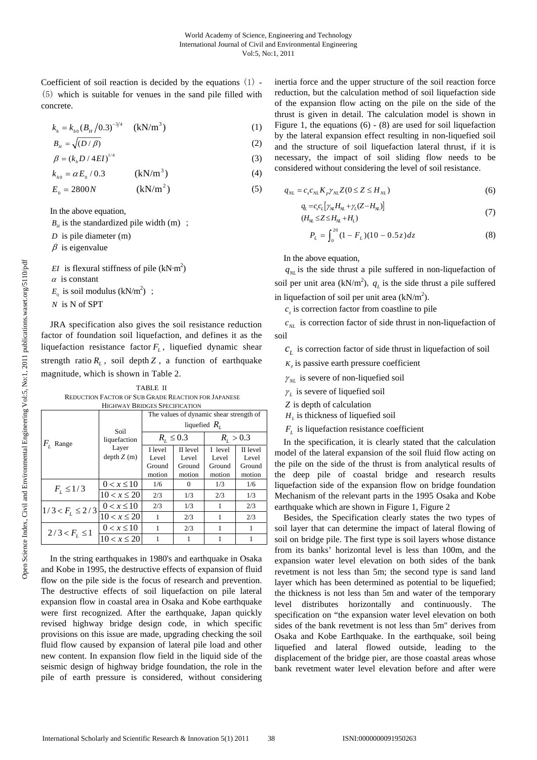Coefficient of soil reaction is decided by the equations (1) - (5) which is suitable for venues in the sand pile filled with concrete.

$$k_h = k_{h0}(B_H/0.3)^{-3/4} \quad (\text{kN/m}^3) \tag{1}$$

$$B_H = \sqrt{(D/\beta)} \tag{2}$$

$$\beta = (k_h D / 4EI)^{1/4} \tag{3}$$

$$k_{h0} = \alpha E_0 / 0.3 \qquad (\text{kN/m}^3) \tag{4}$$

$$E_0 = 2800N \qquad (\text{kN/m}^2) \tag{5}$$

In the above equation,

$B_H$ is the standardized pile width (m) ;

$D$ is pile diameter (m)

$\beta$ is eigenvalue

$EI$ is flexural stiffness of pile (kN·m$^2$)

$\alpha$ is constant

$E_0$ is soil modulus (kN/m$^2$) ;

$N$ is N of SPT

JRA specification also gives the soil resistance reduction factor of foundation soil liquefaction, and defines it as the liquefaction resistance factor $F_L$, liquefied dynamic shear strength ratio $R_L$, soil depth $Z$, a function of earthquake magnitude, which is shown in Table 2.

TABLE II
REDUCTION FACTOR OF SUB GRADE REACTION FOR JAPANESE HIGHWAY BRIDGES SPECIFICATION

| $F_L$ Range | Soil liquefaction Layer depth $Z$ (m) | The values of dynamic shear strength of liquefied $R_L$ | | | |
|---|---|---|---|---|---|
| | | $R_L \le 0.3$ | | $R_L > 0.3$ | |
| | | I level Level Ground motion | II level Level Ground motion | I level Level Ground motion | II level Level Ground motion |
| $F_L \le 1/3$ | $0 < x \le 10$ | 1/6 | 0 | 1/3 | 1/6 |
| | $10 < x \le 20$ | 2/3 | 1/3 | 2/3 | 1/3 |
| $1/3 < F_L \le 2/3$ | $0 < x \le 10$ | 2/3 | 1/3 | 1 | 2/3 |
| | $10 < x \le 20$ | 1 | 2/3 | 1 | 2/3 |
| $2/3 < F_L \le 1$ | $0 < x \le 10$ | 1 | 2/3 | 1 | 1 |
| | $10 < x \le 20$ | 1 | 1 | 1 | 1 |

In the string earthquakes in 1980's and earthquake in Osaka and Kobe in 1995, the destructive effects of expansion of fluid flow on the pile side is the focus of research and prevention. The destructive effects of soil liquefaction on pile lateral expansion flow in coastal area in Osaka and Kobe earthquake were first recognized. After the earthquake, Japan quickly revised highway bridge design code, in which specific provisions on this issue are made, upgrading checking the soil fluid flow caused by expansion of lateral pile load and other new content. In expansion flow field in the liquid side of the seismic design of highway bridge foundation, the role in the pile of earth pressure is considered, without considering inertia force and the upper structure of the soil reaction force reduction, but the calculation method of soil liquefaction side of the expansion flow acting on the pile on the side of the thrust is given in detail. The calculation model is shown in Figure 1, the equations (6) - (8) are used for soil liquefaction by the lateral expansion effect resulting in non-liquefied soil and the structure of soil liquefaction lateral thrust, if it is necessary, the impact of soil sliding flow needs to be considered without considering the level of soil resistance.

$$q_{NL} = c_s c_{NL} K_p \gamma_{NL} Z (0 \le Z \le H_{NL}) \tag{6}$$

$$q_L = c_s c_L \left[\gamma_{NL} H_{NL} + \gamma_L (Z - H_{NL})\right] \quad (H_{NL} \le Z \le H_{NL} + H_L) \tag{7}$$

$$P_L = \int_0^{20} (1 - F_L)(10 - 0.5z)\,dz \tag{8}$$

In the above equation,

$q_{NL}$ is the side thrust a pile suffered in non-liquefaction of soil per unit area (kN/m$^2$), $q_L$ is the side thrust a pile suffered in liquefaction of soil per unit area (kN/m$^2$).

$c_s$ is correction factor from coastline to pile

$c_{NL}$ is correction factor of side thrust in non-liquefaction of soil

$c_L$ is correction factor of side thrust in liquefaction of soil

$K_p$ is passive earth pressure coefficient

$\gamma_{NL}$ is severe of non-liquefied soil

$\gamma_L$ is severe of liquefied soil

$Z$ is depth of calculation

$H_L$ is thickness of liquefied soil

$F_L$ is liquefaction resistance coefficient

In the specification, it is clearly stated that the calculation model of the lateral expansion of the soil fluid flow acting on the pile on the side of the thrust is from analytical results of the deep pile of coastal bridge and research results liquefaction side of the expansion flow on bridge foundation Mechanism of the relevant parts in the 1995 Osaka and Kobe earthquake which are shown in Figure 1, Figure 2

Besides, the Specification clearly states the two types of soil layer that can determine the impact of lateral flowing of soil on bridge pile. The first type is soil layers whose distance from its banks' horizontal level is less than 100m, and the expansion water level elevation on both sides of the bank revetment is not less than 5m; the second type is sand land layer which has been determined as potential to be liquefied; the thickness is not less than 5m and water of the temporary level distributes horizontally and continuously. The specification on "the expansion water level elevation on both sides of the bank revetment is not less than 5m" derives from Osaka and Kobe Earthquake. In the earthquake, soil being liquefied and lateral flowed outside, leading to the displacement of the bridge pier, are those coastal areas whose bank revetment water level elevation before and after were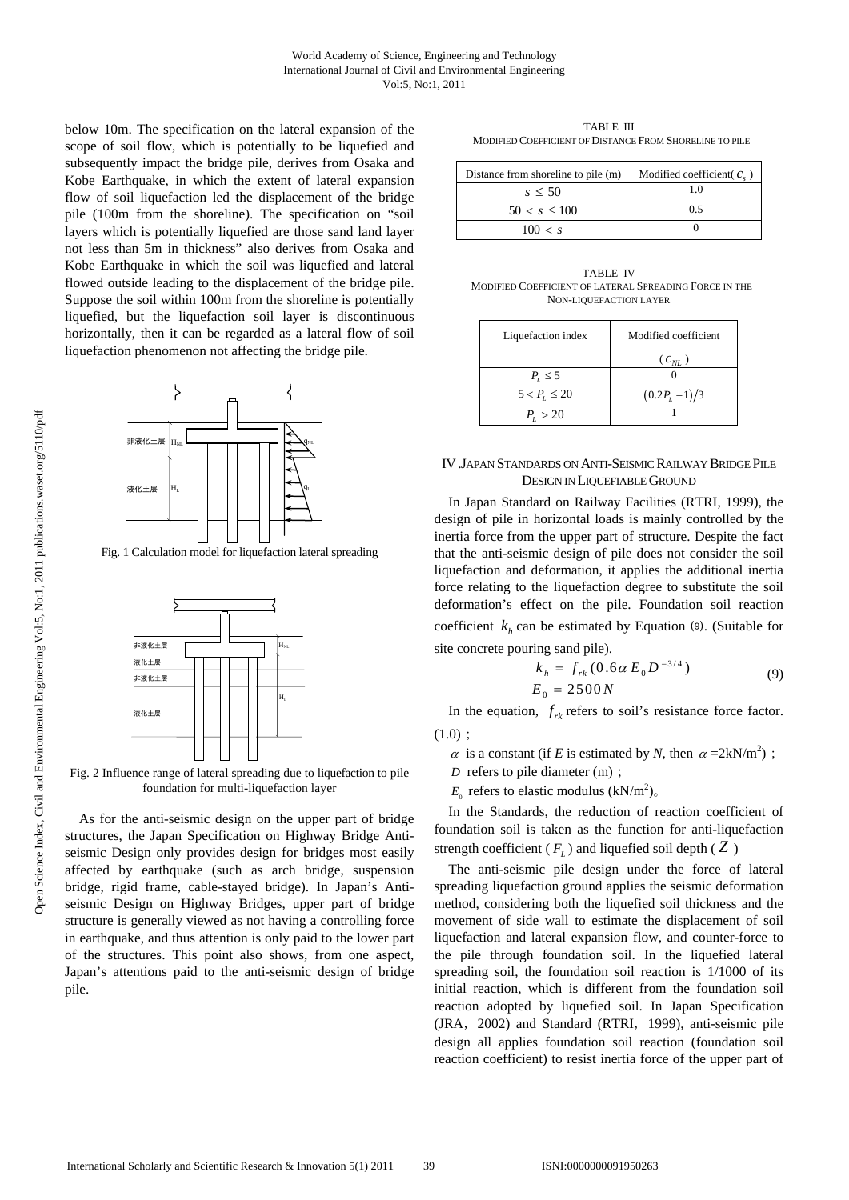below 10m. The specification on the lateral expansion of the scope of soil flow, which is potentially to be liquefied and subsequently impact the bridge pile, derives from Osaka and Kobe Earthquake, in which the extent of lateral expansion flow of soil liquefaction led the displacement of the bridge pile (100m from the shoreline). The specification on "soil layers which is potentially liquefied are those sand land layer not less than 5m in thickness" also derives from Osaka and Kobe Earthquake in which the soil was liquefied and lateral flowed outside leading to the displacement of the bridge pile. Suppose the soil within 100m from the shoreline is potentially liquefied, but the liquefaction soil layer is discontinuous horizontally, then it can be regarded as a lateral flow of soil liquefaction phenomenon not affecting the bridge pile.

Fig. 1 Calculation model for liquefaction lateral spreading

Fig. 2 Influence range of lateral spreading due to liquefaction to pile foundation for multi-liquefaction layer

As for the anti-seismic design on the upper part of bridge structures, the Japan Specification on Highway Bridge Anti-seismic Design only provides design for bridges most easily affected by earthquake (such as arch bridge, suspension bridge, rigid frame, cable-stayed bridge). In Japan's Anti-seismic Design on Highway Bridges, upper part of bridge structure is generally viewed as not having a controlling force in earthquake, and thus attention is only paid to the lower part of the structures. This point also shows, from one aspect, Japan's attentions paid to the anti-seismic design of bridge pile.

TABLE III
MODIFIED COEFFICIENT OF DISTANCE FROM SHORELINE TO PILE

| Distance from shoreline to pile (m) | Modified coefficient( $c_s$ ) |
|---|---|
| $s \le 50$ | 1.0 |
| $50 < s \le 100$ | 0.5 |
| $100 < s$ | 0 |

TABLE IV
MODIFIED COEFFICIENT OF LATERAL SPREADING FORCE IN THE NON-LIQUEFACTION LAYER

| Liquefaction index | Modified coefficient ( $c_{NL}$ ) |
|---|---|
| $P_L \le 5$ | 0 |
| $5 < P_L \le 20$ | $(0.2P_L - 1)/3$ |
| $P_L > 20$ | 1 |

## IV .JAPAN STANDARDS ON ANTI-SEISMIC RAILWAY BRIDGE PILE DESIGN IN LIQUEFIABLE GROUND

In Japan Standard on Railway Facilities (RTRI, 1999), the design of pile in horizontal loads is mainly controlled by the inertia force from the upper part of structure. Despite the fact that the anti-seismic design of pile does not consider the soil liquefaction and deformation, it applies the additional inertia force relating to the liquefaction degree to substitute the soil deformation's effect on the pile. Foundation soil reaction coefficient $k_h$ can be estimated by Equation (9). (Suitable for site concrete pouring sand pile).

$$k_h = f_{rk}(0.6\alpha E_0 D^{-3/4})$$
$$E_0 = 2500N \tag{9}$$

In the equation, $f_{rk}$ refers to soil's resistance force factor. (1.0) ;

$\alpha$ is a constant (if $E$ is estimated by $N$, then $\alpha$ =2kN/m$^2$) ;

$D$ refers to pile diameter (m) ;

$E_0$ refers to elastic modulus (kN/m$^2$)。

In the Standards, the reduction of reaction coefficient of foundation soil is taken as the function for anti-liquefaction strength coefficient ( $F_L$ ) and liquefied soil depth ( $Z$ )

The anti-seismic pile design under the force of lateral spreading liquefaction ground applies the seismic deformation method, considering both the liquefied soil thickness and the movement of side wall to estimate the displacement of soil liquefaction and lateral expansion flow, and counter-force to the pile through foundation soil. In the liquefied lateral spreading soil, the foundation soil reaction is 1/1000 of its initial reaction, which is different from the foundation soil reaction adopted by liquefied soil. In Japan Specification (JRA, 2002) and Standard (RTRI, 1999), anti-seismic pile design all applies foundation soil reaction (foundation soil reaction coefficient) to resist inertia force of the upper part of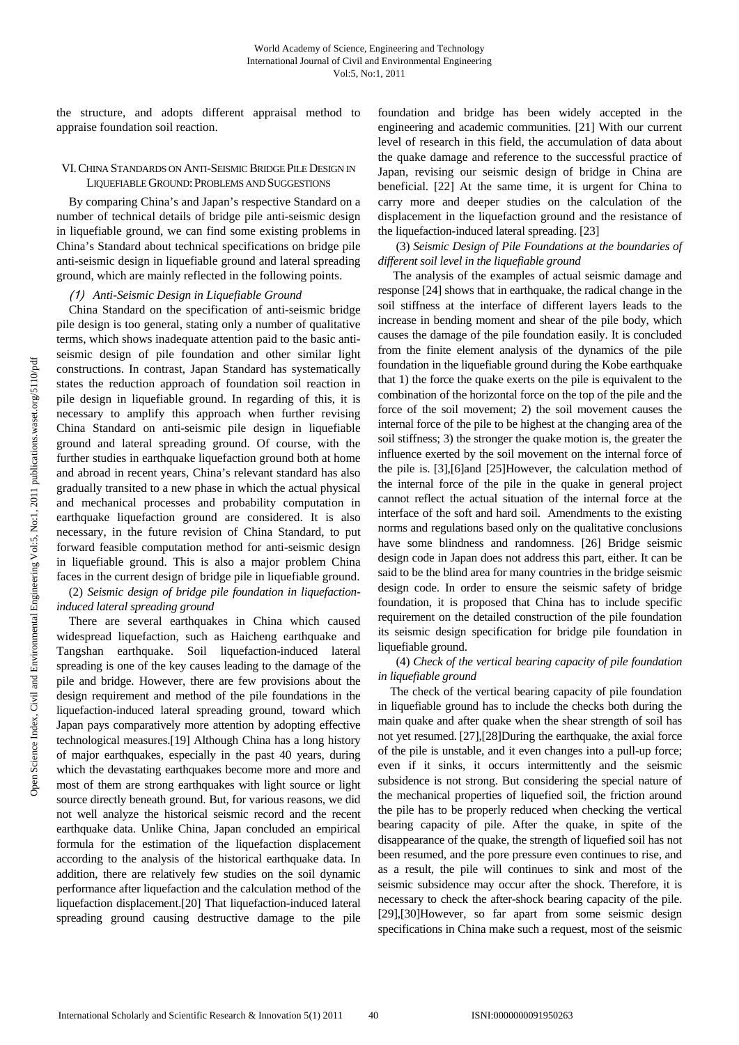the structure, and adopts different appraisal method to appraise foundation soil reaction.

## VI. China Standards on Anti-Seismic Bridge Pile Design in Liquefiable Ground: Problems and Suggestions

By comparing China's and Japan's respective Standard on a number of technical details of bridge pile anti-seismic design in liquefiable ground, we can find some existing problems in China's Standard about technical specifications on bridge pile anti-seismic design in liquefiable ground and lateral spreading ground, which are mainly reflected in the following points.

*(1) Anti-Seismic Design in Liquefiable Ground*

China Standard on the specification of anti-seismic bridge pile design is too general, stating only a number of qualitative terms, which shows inadequate attention paid to the basic anti-seismic design of pile foundation and other similar light constructions. In contrast, Japan Standard has systematically states the reduction approach of foundation soil reaction in pile design in liquefiable ground. In regarding of this, it is necessary to amplify this approach when further revising China Standard on anti-seismic pile design in liquefiable ground and lateral spreading ground. Of course, with the further studies in earthquake liquefaction ground both at home and abroad in recent years, China's relevant standard has also gradually transited to a new phase in which the actual physical and mechanical processes and probability computation in earthquake liquefaction ground are considered. It is also necessary, in the future revision of China Standard, to put forward feasible computation method for anti-seismic design in liquefiable ground. This is also a major problem China faces in the current design of bridge pile in liquefiable ground.

(2) *Seismic design of bridge pile foundation in liquefaction-induced lateral spreading ground*

There are several earthquakes in China which caused widespread liquefaction, such as Haicheng earthquake and Tangshan earthquake. Soil liquefaction-induced lateral spreading is one of the key causes leading to the damage of the pile and bridge. However, there are few provisions about the design requirement and method of the pile foundations in the liquefaction-induced lateral spreading ground, toward which Japan pays comparatively more attention by adopting effective technological measures.[19] Although China has a long history of major earthquakes, especially in the past 40 years, during which the devastating earthquakes become more and more and most of them are strong earthquakes with light source or light source directly beneath ground. But, for various reasons, we did not well analyze the historical seismic record and the recent earthquake data. Unlike China, Japan concluded an empirical formula for the estimation of the liquefaction displacement according to the analysis of the historical earthquake data. In addition, there are relatively few studies on the soil dynamic performance after liquefaction and the calculation method of the liquefaction displacement.[20] That liquefaction-induced lateral spreading ground causing destructive damage to the pile foundation and bridge has been widely accepted in the engineering and academic communities. [21] With our current level of research in this field, the accumulation of data about the quake damage and reference to the successful practice of Japan, revising our seismic design of bridge in China are beneficial. [22] At the same time, it is urgent for China to carry more and deeper studies on the calculation of the displacement in the liquefaction ground and the resistance of the liquefaction-induced lateral spreading. [23]

(3) *Seismic Design of Pile Foundations at the boundaries of different soil level in the liquefiable ground*

The analysis of the examples of actual seismic damage and response [24] shows that in earthquake, the radical change in the soil stiffness at the interface of different layers leads to the increase in bending moment and shear of the pile body, which causes the damage of the pile foundation easily. It is concluded from the finite element analysis of the dynamics of the pile foundation in the liquefiable ground during the Kobe earthquake that 1) the force the quake exerts on the pile is equivalent to the combination of the horizontal force on the top of the pile and the force of the soil movement; 2) the soil movement causes the internal force of the pile to be highest at the changing area of the soil stiffness; 3) the stronger the quake motion is, the greater the influence exerted by the soil movement on the internal force of the pile is. [3],[6]and [25]However, the calculation method of the internal force of the pile in the quake in general project cannot reflect the actual situation of the internal force at the interface of the soft and hard soil. Amendments to the existing norms and regulations based only on the qualitative conclusions have some blindness and randomness. [26] Bridge seismic design code in Japan does not address this part, either. It can be said to be the blind area for many countries in the bridge seismic design code. In order to ensure the seismic safety of bridge foundation, it is proposed that China has to include specific requirement on the detailed construction of the pile foundation its seismic design specification for bridge pile foundation in liquefiable ground.

(4) *Check of the vertical bearing capacity of pile foundation in liquefiable ground*

The check of the vertical bearing capacity of pile foundation in liquefiable ground has to include the checks both during the main quake and after quake when the shear strength of soil has not yet resumed. [27],[28]During the earthquake, the axial force of the pile is unstable, and it even changes into a pull-up force; even if it sinks, it occurs intermittently and the seismic subsidence is not strong. But considering the special nature of the mechanical properties of liquefied soil, the friction around the pile has to be properly reduced when checking the vertical bearing capacity of pile. After the quake, in spite of the disappearance of the quake, the strength of liquefied soil has not been resumed, and the pore pressure even continues to rise, and as a result, the pile will continues to sink and most of the seismic subsidence may occur after the shock. Therefore, it is necessary to check the after-shock bearing capacity of the pile. [29],[30]However, so far apart from some seismic design specifications in China make such a request, most of the seismic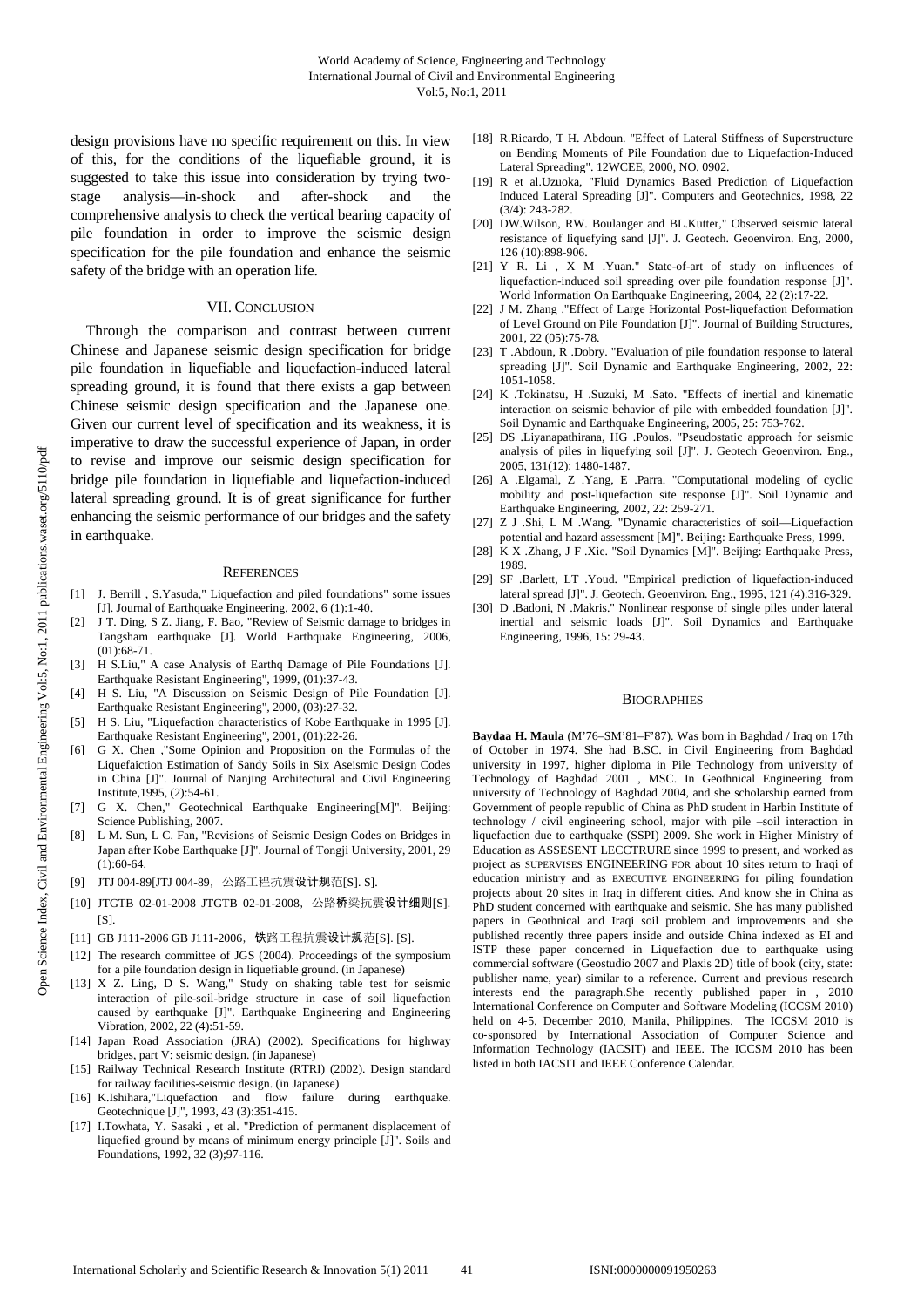design provisions have no specific requirement on this. In view of this, for the conditions of the liquefiable ground, it is suggested to take this issue into consideration by trying two-stage analysis—in-shock and after-shock and the comprehensive analysis to check the vertical bearing capacity of pile foundation in order to improve the seismic design specification for the pile foundation and enhance the seismic safety of the bridge with an operation life.

## VII. Conclusion

Through the comparison and contrast between current Chinese and Japanese seismic design specification for bridge pile foundation in liquefiable and liquefaction-induced lateral spreading ground, it is found that there exists a gap between Chinese seismic design specification and the Japanese one. Given our current level of specification and its weakness, it is imperative to draw the successful experience of Japan, in order to revise and improve our seismic design specification for bridge pile foundation in liquefiable and liquefaction-induced lateral spreading ground. It is of great significance for further enhancing the seismic performance of our bridges and the safety in earthquake.

## References

- [1] J. Berrill , S.Yasuda," Liquefaction and piled foundations" some issues [J]. Journal of Earthquake Engineering, 2002, 6 (1):1-40.
- [2] J T. Ding, S Z. Jiang, F. Bao, "Review of Seismic damage to bridges in Tangsham earthquake [J]. World Earthquake Engineering, 2006, (01):68-71.
- [3] H S.Liu," A case Analysis of Earthq Damage of Pile Foundations [J]. Earthquake Resistant Engineering", 1999, (01):37-43.
- [4] H S. Liu, "A Discussion on Seismic Design of Pile Foundation [J]. Earthquake Resistant Engineering", 2000, (03):27-32.
- [5] H S. Liu, "Liquefaction characteristics of Kobe Earthquake in 1995 [J]. Earthquake Resistant Engineering", 2001, (01):22-26.
- [6] G X. Chen ,"Some Opinion and Proposition on the Formulas of the Liquefaiction Estimation of Sandy Soils in Six Aseismic Design Codes in China [J]". Journal of Nanjing Architectural and Civil Engineering Institute,1995, (2):54-61.
- [7] G X. Chen," Geotechnical Earthquake Engineering[M]". Beijing: Science Publishing, 2007.
- [8] L M. Sun, L C. Fan, "Revisions of Seismic Design Codes on Bridges in Japan after Kobe Earthquake [J]". Journal of Tongji University, 2001, 29 (1):60-64.
- [9] JTJ 004-89[JTJ 004-89，公路工程抗震设计规范[S]. S].
- [10] JTGTB 02-01-2008 JTGTB 02-01-2008，公路桥梁抗震设计细则[S]. [S].
- [11] GB J111-2006 GB J111-2006，铁路工程抗震设计规范[S]. [S].
- [12] The research committee of JGS (2004). Proceedings of the symposium for a pile foundation design in liquefiable ground. (in Japanese)
- [13] X Z. Ling, D S. Wang," Study on shaking table test for seismic interaction of pile-soil-bridge structure in case of soil liquefaction caused by earthquake [J]". Earthquake Engineering and Engineering Vibration, 2002, 22 (4):51-59.
- [14] Japan Road Association (JRA) (2002). Specifications for highway bridges, part V: seismic design. (in Japanese)
- [15] Railway Technical Research Institute (RTRI) (2002). Design standard for railway facilities-seismic design. (in Japanese)
- [16] K.Ishihara,"Liquefaction and flow failure during earthquake. Geotechnique [J]", 1993, 43 (3):351-415.
- [17] I.Towhata, Y. Sasaki , et al. "Prediction of permanent displacement of liquefied ground by means of minimum energy principle [J]". Soils and Foundations, 1992, 32 (3);97-116.
- [18] R.Ricardo, T H. Abdoun. "Effect of Lateral Stiffness of Superstructure on Bending Moments of Pile Foundation due to Liquefaction-Induced Lateral Spreading". 12WCEE, 2000, NO. 0902.
- [19] R et al.Uzuoka, "Fluid Dynamics Based Prediction of Liquefaction Induced Lateral Spreading [J]". Computers and Geotechnics, 1998, 22 (3/4): 243-282.
- [20] DW.Wilson, RW. Boulanger and BL.Kutter," Observed seismic lateral resistance of liquefying sand [J]". J. Geotech. Geoenviron. Eng, 2000, 126 (10):898-906.
- [21] Y R. Li , X M .Yuan." State-of-art of study on influences of liquefaction-induced soil spreading over pile foundation response [J]". World Information On Earthquake Engineering, 2004, 22 (2):17-22.
- [22] J M. Zhang ."Effect of Large Horizontal Post-liquefaction Deformation of Level Ground on Pile Foundation [J]". Journal of Building Structures, 2001, 22 (05):75-78.
- [23] T .Abdoun, R .Dobry. "Evaluation of pile foundation response to lateral spreading [J]". Soil Dynamic and Earthquake Engineering, 2002, 22: 1051-1058.
- [24] K .Tokinatsu, H .Suzuki, M .Sato. "Effects of inertial and kinematic interaction on seismic behavior of pile with embedded foundation [J]". Soil Dynamic and Earthquake Engineering, 2005, 25: 753-762.
- [25] DS .Liyanapathirana, HG .Poulos. "Pseudostatic approach for seismic analysis of piles in liquefying soil [J]". J. Geotech Geoenviron. Eng., 2005, 131(12): 1480-1487.
- [26] A .Elgamal, Z .Yang, E .Parra. "Computational modeling of cyclic mobility and post-liquefaction site response [J]". Soil Dynamic and Earthquake Engineering, 2002, 22: 259-271.
- [27] Z J .Shi, L M .Wang. "Dynamic characteristics of soil—Liquefaction potential and hazard assessment [M]". Beijing: Earthquake Press, 1999.
- [28] K X .Zhang, J F .Xie. "Soil Dynamics [M]". Beijing: Earthquake Press, 1989.
- [29] SF .Barlett, LT .Youd. "Empirical prediction of liquefaction-induced lateral spread [J]". J. Geotech. Geoenviron. Eng., 1995, 121 (4):316-329.
- [30] D .Badoni, N .Makris." Nonlinear response of single piles under lateral inertial and seismic loads [J]". Soil Dynamics and Earthquake Engineering, 1996, 15: 29-43.

## Biographies

**Baydaa H. Maula** (M'76–SM'81–F'87). Was born in Baghdad / Iraq on 17th of October in 1974. She had B.SC. in Civil Engineering from Baghdad university in 1997, higher diploma in Pile Technology from university of Technology of Baghdad 2001 , MSC. In Geothnical Engineering from university of Technology of Baghdad 2004, and she scholarship earned from Government of people republic of China as PhD student in Harbin Institute of technology / civil engineering school, major with pile –soil interaction in liquefaction due to earthquake (SSPI) 2009. She work in Higher Ministry of Education as ASSESENT LECCTRURE since 1999 to present, and worked as project as SUPERVISES ENGINEERING FOR about 10 sites return to Iraqi of education ministry and as EXECUTIVE ENGINEERING for piling foundation projects about 20 sites in Iraq in different cities. And know she in China as PhD student concerned with earthquake and seismic. She has many published papers in Geothnical and Iraqi soil problem and improvements and she published recently three papers inside and outside China indexed as EI and ISTP these paper concerned in Liquefaction due to earthquake using commercial software (Geostudio 2007 and Plaxis 2D) title of book (city, state: publisher name, year) similar to a reference. Current and previous research interests end the paragraph.She recently published paper in , 2010 International Conference on Computer and Software Modeling (ICCSM 2010) held on 4-5, December 2010, Manila, Philippines. The ICCSM 2010 is co-sponsored by International Association of Computer Science and Information Technology (IACSIT) and IEEE. The ICCSM 2010 has been listed in both IACSIT and IEEE Conference Calendar.